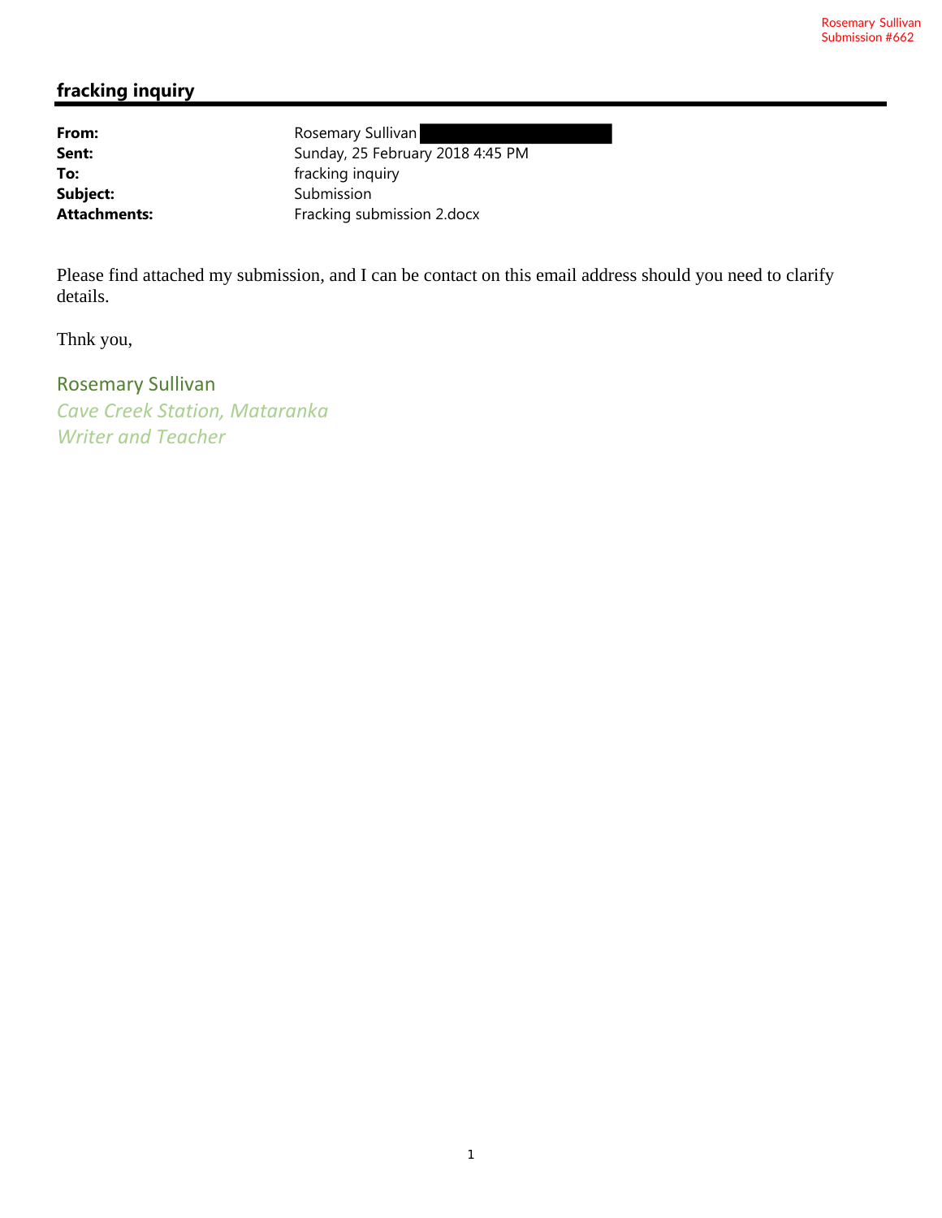Rosemary Sullivan
Submission #662

## fracking inquiry

| | |
|---|---|
| **From:** | Rosemary Sullivan |
| **Sent:** | Sunday, 25 February 2018 4:45 PM |
| **To:** | fracking inquiry |
| **Subject:** | Submission |
| **Attachments:** | Fracking submission 2.docx |

Please find attached my submission, and I can be contact on this email address should you need to clarify details.

Thnk you,

Rosemary Sullivan
*Cave Creek Station, Mataranka*
*Writer and Teacher*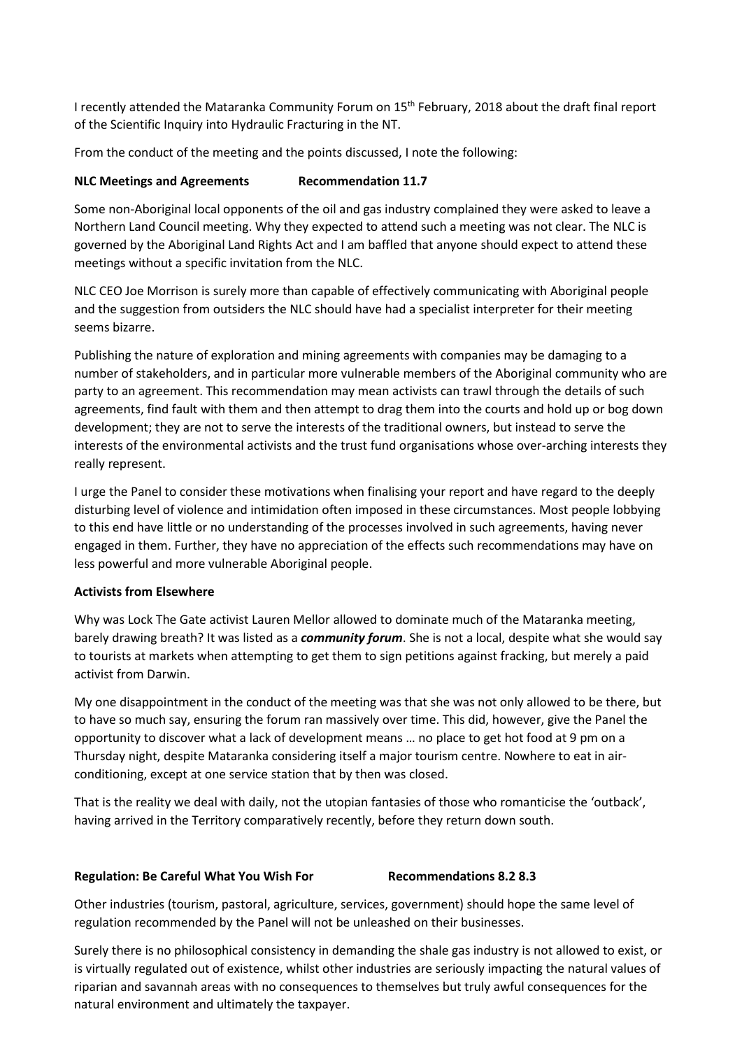I recently attended the Mataranka Community Forum on 15th February, 2018 about the draft final report of the Scientific Inquiry into Hydraulic Fracturing in the NT.

From the conduct of the meeting and the points discussed, I note the following:

**NLC Meetings and Agreements Recommendation 11.7**

Some non-Aboriginal local opponents of the oil and gas industry complained they were asked to leave a Northern Land Council meeting. Why they expected to attend such a meeting was not clear. The NLC is governed by the Aboriginal Land Rights Act and I am baffled that anyone should expect to attend these meetings without a specific invitation from the NLC.

NLC CEO Joe Morrison is surely more than capable of effectively communicating with Aboriginal people and the suggestion from outsiders the NLC should have had a specialist interpreter for their meeting seems bizarre.

Publishing the nature of exploration and mining agreements with companies may be damaging to a number of stakeholders, and in particular more vulnerable members of the Aboriginal community who are party to an agreement. This recommendation may mean activists can trawl through the details of such agreements, find fault with them and then attempt to drag them into the courts and hold up or bog down development; they are not to serve the interests of the traditional owners, but instead to serve the interests of the environmental activists and the trust fund organisations whose over-arching interests they really represent.

I urge the Panel to consider these motivations when finalising your report and have regard to the deeply disturbing level of violence and intimidation often imposed in these circumstances. Most people lobbying to this end have little or no understanding of the processes involved in such agreements, having never engaged in them. Further, they have no appreciation of the effects such recommendations may have on less powerful and more vulnerable Aboriginal people.

**Activists from Elsewhere**

Why was Lock The Gate activist Lauren Mellor allowed to dominate much of the Mataranka meeting, barely drawing breath? It was listed as a ***community forum***. She is not a local, despite what she would say to tourists at markets when attempting to get them to sign petitions against fracking, but merely a paid activist from Darwin.

My one disappointment in the conduct of the meeting was that she was not only allowed to be there, but to have so much say, ensuring the forum ran massively over time. This did, however, give the Panel the opportunity to discover what a lack of development means … no place to get hot food at 9 pm on a Thursday night, despite Mataranka considering itself a major tourism centre. Nowhere to eat in air-conditioning, except at one service station that by then was closed.

That is the reality we deal with daily, not the utopian fantasies of those who romanticise the 'outback', having arrived in the Territory comparatively recently, before they return down south.

**Regulation: Be Careful What You Wish For Recommendations 8.2 8.3**

Other industries (tourism, pastoral, agriculture, services, government) should hope the same level of regulation recommended by the Panel will not be unleashed on their businesses.

Surely there is no philosophical consistency in demanding the shale gas industry is not allowed to exist, or is virtually regulated out of existence, whilst other industries are seriously impacting the natural values of riparian and savannah areas with no consequences to themselves but truly awful consequences for the natural environment and ultimately the taxpayer.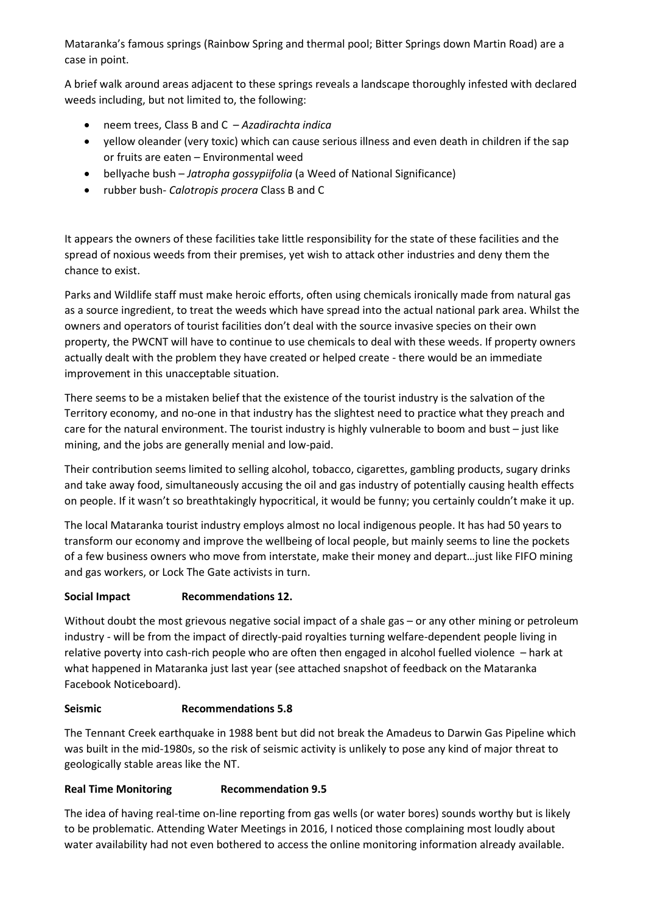Mataranka's famous springs (Rainbow Spring and thermal pool; Bitter Springs down Martin Road) are a case in point.

A brief walk around areas adjacent to these springs reveals a landscape thoroughly infested with declared weeds including, but not limited to, the following:

- neem trees, Class B and C – *Azadirachta indica*
- yellow oleander (very toxic) which can cause serious illness and even death in children if the sap or fruits are eaten – Environmental weed
- bellyache bush – *Jatropha gossypiifolia* (a Weed of National Significance)
- rubber bush- *Calotropis procera* Class B and C

It appears the owners of these facilities take little responsibility for the state of these facilities and the spread of noxious weeds from their premises, yet wish to attack other industries and deny them the chance to exist.

Parks and Wildlife staff must make heroic efforts, often using chemicals ironically made from natural gas as a source ingredient, to treat the weeds which have spread into the actual national park area. Whilst the owners and operators of tourist facilities don't deal with the source invasive species on their own property, the PWCNT will have to continue to use chemicals to deal with these weeds. If property owners actually dealt with the problem they have created or helped create - there would be an immediate improvement in this unacceptable situation.

There seems to be a mistaken belief that the existence of the tourist industry is the salvation of the Territory economy, and no-one in that industry has the slightest need to practice what they preach and care for the natural environment. The tourist industry is highly vulnerable to boom and bust – just like mining, and the jobs are generally menial and low-paid.

Their contribution seems limited to selling alcohol, tobacco, cigarettes, gambling products, sugary drinks and take away food, simultaneously accusing the oil and gas industry of potentially causing health effects on people. If it wasn't so breathtakingly hypocritical, it would be funny; you certainly couldn't make it up.

The local Mataranka tourist industry employs almost no local indigenous people. It has had 50 years to transform our economy and improve the wellbeing of local people, but mainly seems to line the pockets of a few business owners who move from interstate, make their money and depart…just like FIFO mining and gas workers, or Lock The Gate activists in turn.

**Social Impact Recommendations 12.**

Without doubt the most grievous negative social impact of a shale gas – or any other mining or petroleum industry - will be from the impact of directly-paid royalties turning welfare-dependent people living in relative poverty into cash-rich people who are often then engaged in alcohol fuelled violence – hark at what happened in Mataranka just last year (see attached snapshot of feedback on the Mataranka Facebook Noticeboard).

**Seismic Recommendations 5.8**

The Tennant Creek earthquake in 1988 bent but did not break the Amadeus to Darwin Gas Pipeline which was built in the mid-1980s, so the risk of seismic activity is unlikely to pose any kind of major threat to geologically stable areas like the NT.

**Real Time Monitoring Recommendation 9.5**

The idea of having real-time on-line reporting from gas wells (or water bores) sounds worthy but is likely to be problematic. Attending Water Meetings in 2016, I noticed those complaining most loudly about water availability had not even bothered to access the online monitoring information already available.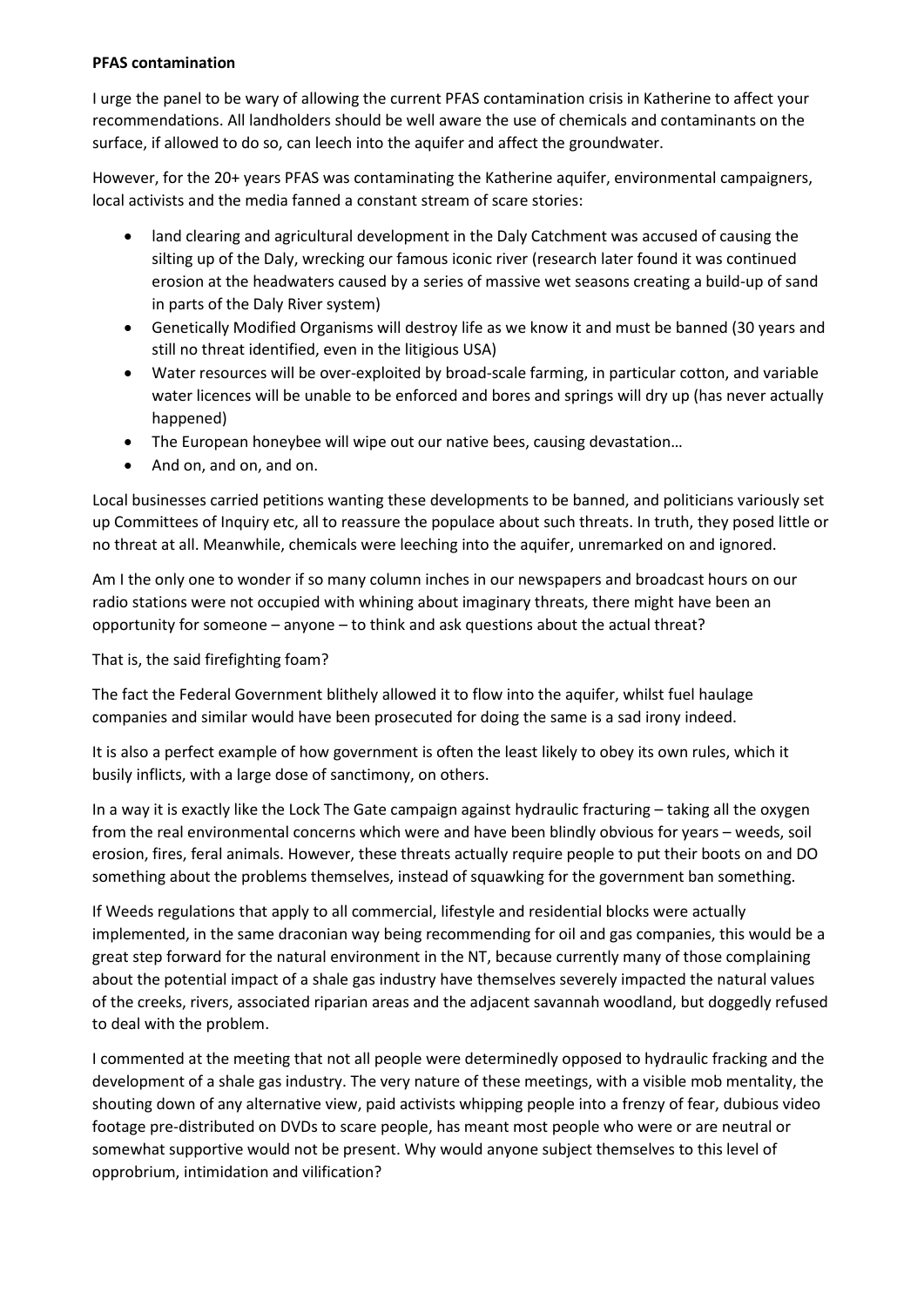**PFAS contamination**

I urge the panel to be wary of allowing the current PFAS contamination crisis in Katherine to affect your recommendations. All landholders should be well aware the use of chemicals and contaminants on the surface, if allowed to do so, can leech into the aquifer and affect the groundwater.

However, for the 20+ years PFAS was contaminating the Katherine aquifer, environmental campaigners, local activists and the media fanned a constant stream of scare stories:

- land clearing and agricultural development in the Daly Catchment was accused of causing the silting up of the Daly, wrecking our famous iconic river (research later found it was continued erosion at the headwaters caused by a series of massive wet seasons creating a build-up of sand in parts of the Daly River system)
- Genetically Modified Organisms will destroy life as we know it and must be banned (30 years and still no threat identified, even in the litigious USA)
- Water resources will be over-exploited by broad-scale farming, in particular cotton, and variable water licences will be unable to be enforced and bores and springs will dry up (has never actually happened)
- The European honeybee will wipe out our native bees, causing devastation…
- And on, and on, and on.

Local businesses carried petitions wanting these developments to be banned, and politicians variously set up Committees of Inquiry etc, all to reassure the populace about such threats. In truth, they posed little or no threat at all. Meanwhile, chemicals were leeching into the aquifer, unremarked on and ignored.

Am I the only one to wonder if so many column inches in our newspapers and broadcast hours on our radio stations were not occupied with whining about imaginary threats, there might have been an opportunity for someone – anyone – to think and ask questions about the actual threat?

That is, the said firefighting foam?

The fact the Federal Government blithely allowed it to flow into the aquifer, whilst fuel haulage companies and similar would have been prosecuted for doing the same is a sad irony indeed.

It is also a perfect example of how government is often the least likely to obey its own rules, which it busily inflicts, with a large dose of sanctimony, on others.

In a way it is exactly like the Lock The Gate campaign against hydraulic fracturing – taking all the oxygen from the real environmental concerns which were and have been blindly obvious for years – weeds, soil erosion, fires, feral animals. However, these threats actually require people to put their boots on and DO something about the problems themselves, instead of squawking for the government ban something.

If Weeds regulations that apply to all commercial, lifestyle and residential blocks were actually implemented, in the same draconian way being recommending for oil and gas companies, this would be a great step forward for the natural environment in the NT, because currently many of those complaining about the potential impact of a shale gas industry have themselves severely impacted the natural values of the creeks, rivers, associated riparian areas and the adjacent savannah woodland, but doggedly refused to deal with the problem.

I commented at the meeting that not all people were determinedly opposed to hydraulic fracking and the development of a shale gas industry. The very nature of these meetings, with a visible mob mentality, the shouting down of any alternative view, paid activists whipping people into a frenzy of fear, dubious video footage pre-distributed on DVDs to scare people, has meant most people who were or are neutral or somewhat supportive would not be present. Why would anyone subject themselves to this level of opprobrium, intimidation and vilification?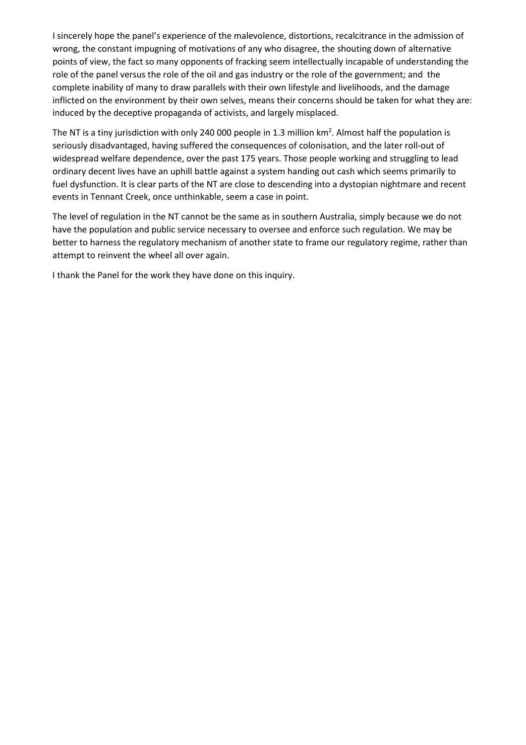I sincerely hope the panel's experience of the malevolence, distortions, recalcitrance in the admission of wrong, the constant impugning of motivations of any who disagree, the shouting down of alternative points of view, the fact so many opponents of fracking seem intellectually incapable of understanding the role of the panel versus the role of the oil and gas industry or the role of the government; and the complete inability of many to draw parallels with their own lifestyle and livelihoods, and the damage inflicted on the environment by their own selves, means their concerns should be taken for what they are: induced by the deceptive propaganda of activists, and largely misplaced.

The NT is a tiny jurisdiction with only 240 000 people in 1.3 million km$^2$. Almost half the population is seriously disadvantaged, having suffered the consequences of colonisation, and the later roll-out of widespread welfare dependence, over the past 175 years. Those people working and struggling to lead ordinary decent lives have an uphill battle against a system handing out cash which seems primarily to fuel dysfunction. It is clear parts of the NT are close to descending into a dystopian nightmare and recent events in Tennant Creek, once unthinkable, seem a case in point.

The level of regulation in the NT cannot be the same as in southern Australia, simply because we do not have the population and public service necessary to oversee and enforce such regulation. We may be better to harness the regulatory mechanism of another state to frame our regulatory regime, rather than attempt to reinvent the wheel all over again.

I thank the Panel for the work they have done on this inquiry.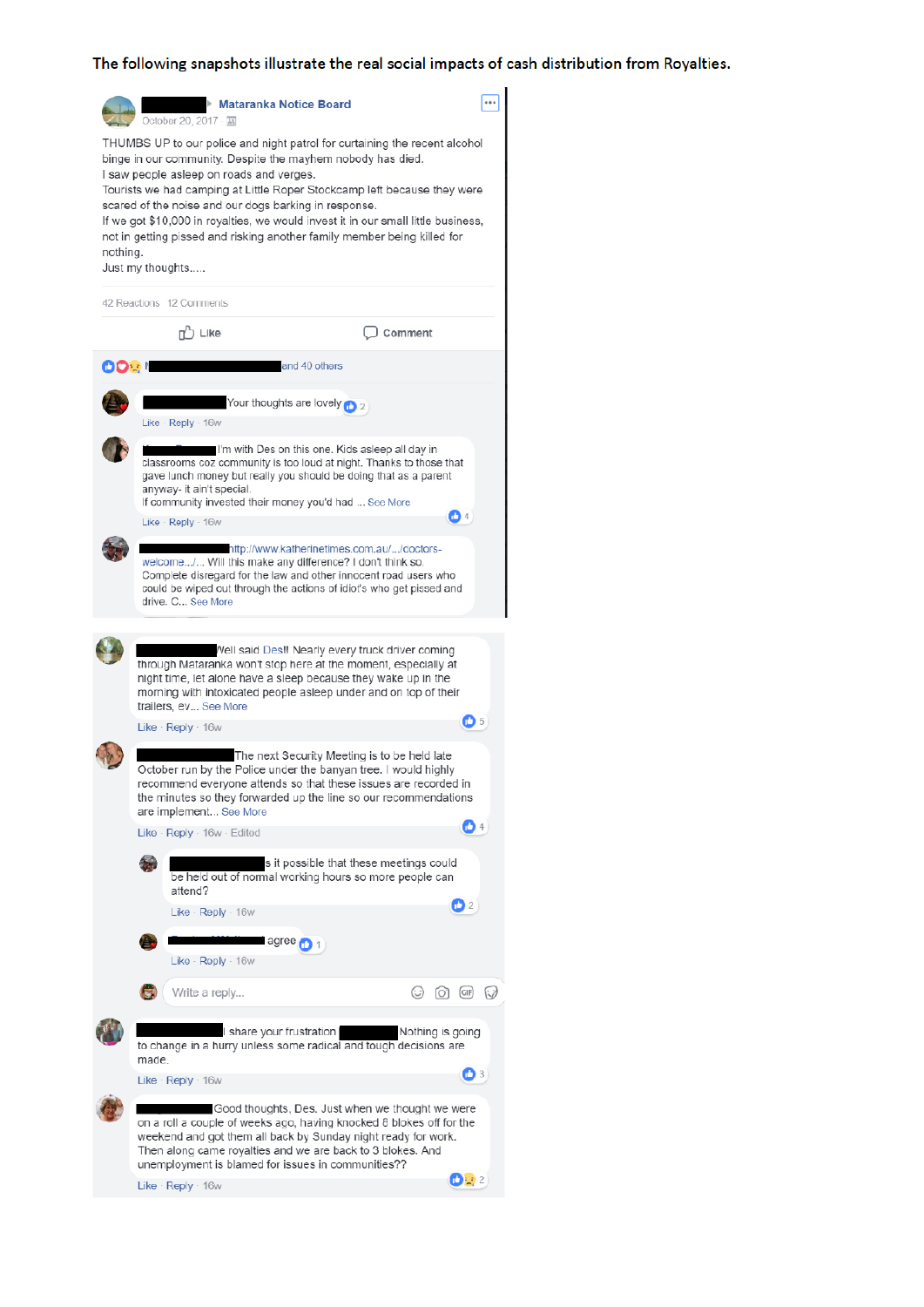The following snapshots illustrate the real social impacts of cash distribution from Royalties.

**Mataranka Notice Board**
October 20, 2017

THUMBS UP to our police and night patrol for curtaining the recent alcohol binge in our community. Despite the mayhem nobody has died.
I saw people asleep on roads and verges.
Tourists we had camping at Little Roper Stockcamp left because they were scared of the noise and our dogs barking in response.
If we got $10,000 in royalties, we would invest it in our small little business, not in getting pissed and risking another family member being killed for nothing.
Just my thoughts.....

42 Reactions 12 Comments

Like Comment

and 40 others

Your thoughts are lovely 2
Like · Reply · 16w

I'm with Des on this one. Kids asleep all day in classrooms coz community is too loud at night. Thanks to those that gave lunch money but really you should be doing that as a parent anyway- it ain't special.
If community invested their money you'd had ... See More 4
Like · Reply · 16w

http://www.katherinetimes.com.au/.../doctors-welcome.../... Will this make any difference? I don't think so. Complete disregard for the law and other innocent road users who could be wiped out through the actions of idiot's who get pissed and drive. C... See More

Well said Des!! Nearly every truck driver coming through Mataranka won't stop here at the moment, especially at night time, let alone have a sleep because they wake up in the morning with intoxicated people asleep under and on top of their trailers, ev... See More 5
Like · Reply · 16w

The next Security Meeting is to be held late October run by the Police under the banyan tree. I would highly recommend everyone attends so that these issues are recorded in the minutes so they forwarded up the line so our recommendations are implement... See More 4
Like · Reply · 16w · Edited

s it possible that these meetings could be held out of normal working hours so more people can attend? 2
Like · Reply · 16w

agree 1
Like · Reply · 16w

Write a reply...

I share your frustration Nothing is going to change in a hurry unless some radical and tough decisions are made. 3
Like · Reply · 16w

Good thoughts, Des. Just when we thought we were on a roll a couple of weeks ago, having knocked 8 blokes off for the weekend and got them all back by Sunday night ready for work. Then along came royalties and we are back to 3 blokes. And unemployment is blamed for issues in communities?? 2
Like · Reply · 16w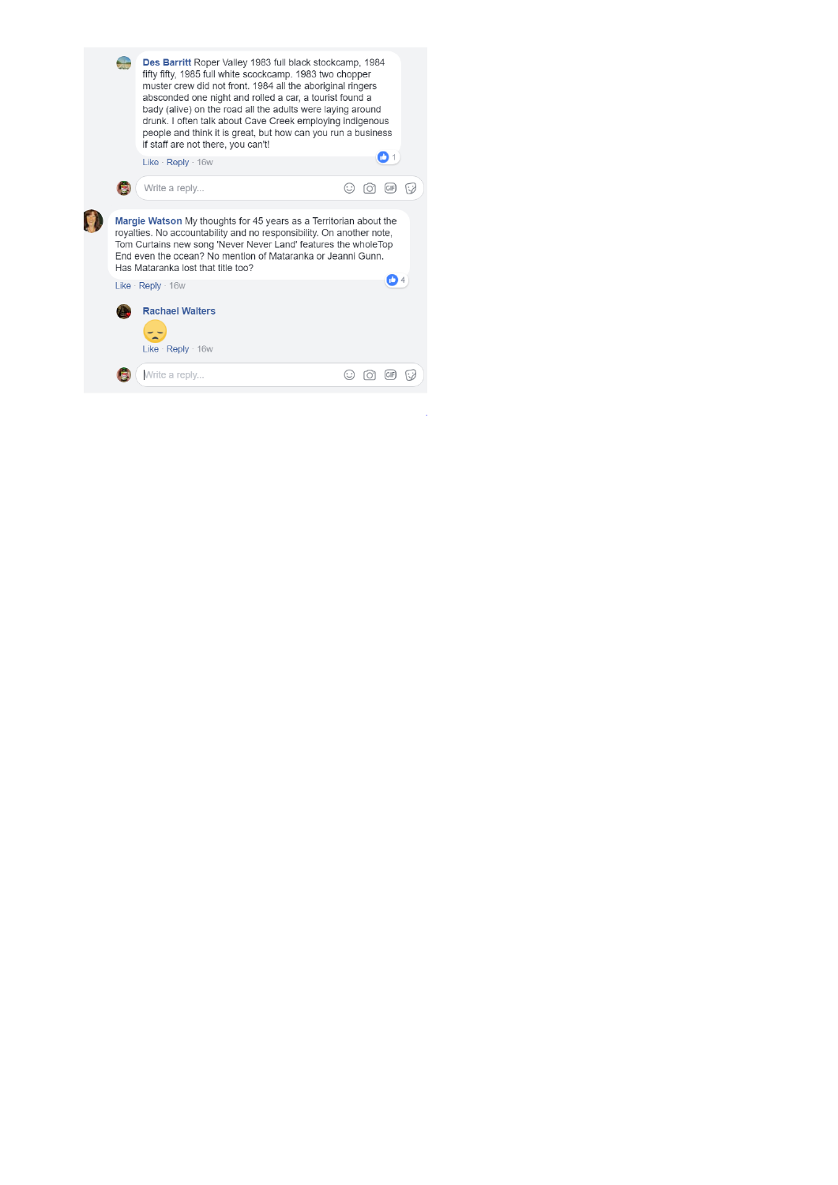**Des Barritt** Roper Valley 1983 full black stockcamp, 1984 fifty fifty, 1985 full white scockcamp. 1983 two chopper muster crew did not front. 1984 all the aboriginal ringers absconded one night and rolled a car, a tourist found a bady (alive) on the road all the adults were laying around drunk. I often talk about Cave Creek employing indigenous people and think it is great, but how can you run a business if staff are not there, you can't!

1

Like · Reply · 16w

Write a reply...

**Margie Watson** My thoughts for 45 years as a Territorian about the royalties. No accountability and no responsibility. On another note, Tom Curtains new song 'Never Never Land' features the wholeTop End even the ocean? No mention of Mataranka or Jeanni Gunn. Has Mataranka lost that title too?

4

Like · Reply · 16w

**Rachael Walters**

😞

Like · Reply · 16w

Write a reply...